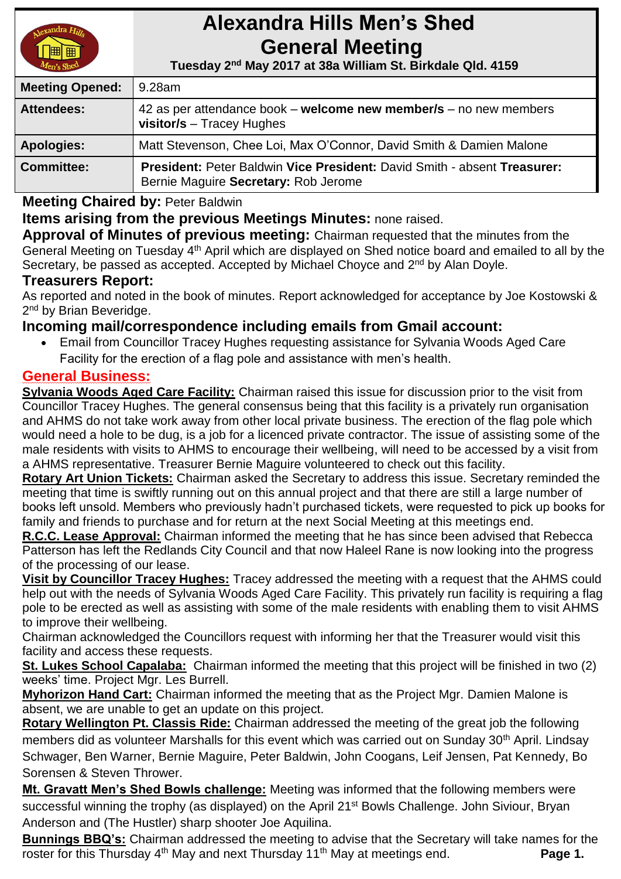# Alexandra Hills Men's Shed General Meeting

**Tuesday 2nd May 2017 at 38a William St. Birkdale Qld. 4159**

| | |
|---|---|
| **Meeting Opened:** | 9.28am |
| **Attendees:** | 42 as per attendance book – **welcome new member/s** – no new members **visitor/s** – Tracey Hughes |
| **Apologies:** | Matt Stevenson, Chee Loi, Max O'Connor, David Smith & Damien Malone |
| **Committee:** | **President:** Peter Baldwin **Vice President:** David Smith - absent **Treasurer:** Bernie Maguire **Secretary:** Rob Jerome |

**Meeting Chaired by:** Peter Baldwin

**Items arising from the previous Meetings Minutes:** none raised.

**Approval of Minutes of previous meeting:** Chairman requested that the minutes from the General Meeting on Tuesday 4th April which are displayed on Shed notice board and emailed to all by the Secretary, be passed as accepted. Accepted by Michael Choyce and 2nd by Alan Doyle.

## Treasurers Report:

As reported and noted in the book of minutes. Report acknowledged for acceptance by Joe Kostowski & 2nd by Brian Beveridge.

## Incoming mail/correspondence including emails from Gmail account:

- Email from Councillor Tracey Hughes requesting assistance for Sylvania Woods Aged Care Facility for the erection of a flag pole and assistance with men's health.

## General Business:

**Sylvania Woods Aged Care Facility:** Chairman raised this issue for discussion prior to the visit from Councillor Tracey Hughes. The general consensus being that this facility is a privately run organisation and AHMS do not take work away from other local private business. The erection of the flag pole which would need a hole to be dug, is a job for a licenced private contractor. The issue of assisting some of the male residents with visits to AHMS to encourage their wellbeing, will need to be accessed by a visit from a AHMS representative. Treasurer Bernie Maguire volunteered to check out this facility.

**Rotary Art Union Tickets:** Chairman asked the Secretary to address this issue. Secretary reminded the meeting that time is swiftly running out on this annual project and that there are still a large number of books left unsold. Members who previously hadn't purchased tickets, were requested to pick up books for family and friends to purchase and for return at the next Social Meeting at this meetings end.

**R.C.C. Lease Approval:** Chairman informed the meeting that he has since been advised that Rebecca Patterson has left the Redlands City Council and that now Haleel Rane is now looking into the progress of the processing of our lease.

**Visit by Councillor Tracey Hughes:** Tracey addressed the meeting with a request that the AHMS could help out with the needs of Sylvania Woods Aged Care Facility. This privately run facility is requiring a flag pole to be erected as well as assisting with some of the male residents with enabling them to visit AHMS to improve their wellbeing.

Chairman acknowledged the Councillors request with informing her that the Treasurer would visit this facility and access these requests.

**St. Lukes School Capalaba:** Chairman informed the meeting that this project will be finished in two (2) weeks' time. Project Mgr. Les Burrell.

**Myhorizon Hand Cart:** Chairman informed the meeting that as the Project Mgr. Damien Malone is absent, we are unable to get an update on this project.

**Rotary Wellington Pt. Classis Ride:** Chairman addressed the meeting of the great job the following members did as volunteer Marshalls for this event which was carried out on Sunday 30th April. Lindsay Schwager, Ben Warner, Bernie Maguire, Peter Baldwin, John Coogans, Leif Jensen, Pat Kennedy, Bo Sorensen & Steven Thrower.

**Mt. Gravatt Men's Shed Bowls challenge:** Meeting was informed that the following members were successful winning the trophy (as displayed) on the April 21st Bowls Challenge. John Siviour, Bryan Anderson and (The Hustler) sharp shooter Joe Aquilina.

**Bunnings BBQ's:** Chairman addressed the meeting to advise that the Secretary will take names for the roster for this Thursday 4th May and next Thursday 11th May at meetings end.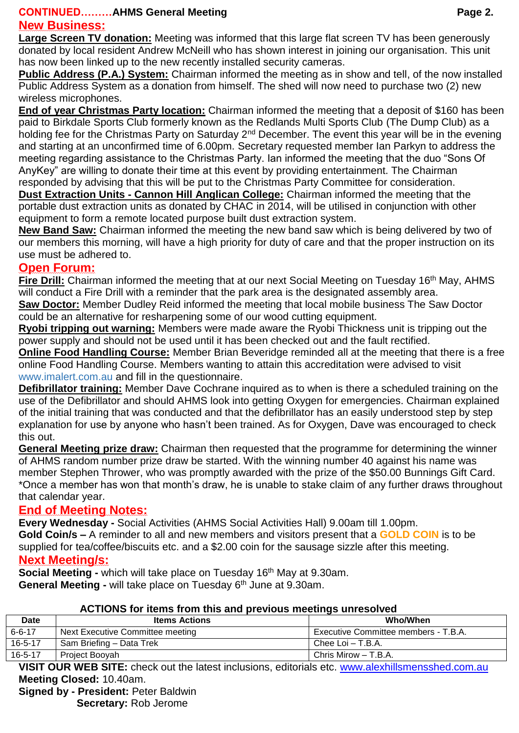**CONTINUED………AHMS General Meeting**

## New Business:

**Large Screen TV donation:** Meeting was informed that this large flat screen TV has been generously donated by local resident Andrew McNeill who has shown interest in joining our organisation. This unit has now been linked up to the new recently installed security cameras.

**Public Address (P.A.) System:** Chairman informed the meeting as in show and tell, of the now installed Public Address System as a donation from himself. The shed will now need to purchase two (2) new wireless microphones.

**End of year Christmas Party location:** Chairman informed the meeting that a deposit of $160 has been paid to Birkdale Sports Club formerly known as the Redlands Multi Sports Club (The Dump Club) as a holding fee for the Christmas Party on Saturday 2nd December. The event this year will be in the evening and starting at an unconfirmed time of 6.00pm. Secretary requested member Ian Parkyn to address the meeting regarding assistance to the Christmas Party. Ian informed the meeting that the duo "Sons Of AnyKey" are willing to donate their time at this event by providing entertainment. The Chairman responded by advising that this will be put to the Christmas Party Committee for consideration.

**Dust Extraction Units - Cannon Hill Anglican College:** Chairman informed the meeting that the portable dust extraction units as donated by CHAC in 2014, will be utilised in conjunction with other equipment to form a remote located purpose built dust extraction system.

**New Band Saw:** Chairman informed the meeting the new band saw which is being delivered by two of our members this morning, will have a high priority for duty of care and that the proper instruction on its use must be adhered to.

## Open Forum:

**Fire Drill:** Chairman informed the meeting that at our next Social Meeting on Tuesday 16th May, AHMS will conduct a Fire Drill with a reminder that the park area is the designated assembly area.

**Saw Doctor:** Member Dudley Reid informed the meeting that local mobile business The Saw Doctor could be an alternative for resharpening some of our wood cutting equipment.

**Ryobi tripping out warning:** Members were made aware the Ryobi Thickness unit is tripping out the power supply and should not be used until it has been checked out and the fault rectified.

**Online Food Handling Course:** Member Brian Beveridge reminded all at the meeting that there is a free online Food Handling Course. Members wanting to attain this accreditation were advised to visit www.imalert.com.au and fill in the questionnaire.

**Defibrillator training:** Member Dave Cochrane inquired as to when is there a scheduled training on the use of the Defibrillator and should AHMS look into getting Oxygen for emergencies. Chairman explained of the initial training that was conducted and that the defibrillator has an easily understood step by step explanation for use by anyone who hasn't been trained. As for Oxygen, Dave was encouraged to check this out.

**General Meeting prize draw:** Chairman then requested that the programme for determining the winner of AHMS random number prize draw be started. With the winning number 40 against his name was member Stephen Thrower, who was promptly awarded with the prize of the $50.00 Bunnings Gift Card. *Once a member has won that month's draw, he is unable to stake claim of any further draws throughout that calendar year.

## End of Meeting Notes:

**Every Wednesday -** Social Activities (AHMS Social Activities Hall) 9.00am till 1.00pm.
**Gold Coin/s –** A reminder to all and new members and visitors present that a **GOLD COIN** is to be supplied for tea/coffee/biscuits etc. and a $2.00 coin for the sausage sizzle after this meeting.

## Next Meeting/s:

**Social Meeting -** which will take place on Tuesday 16th May at 9.30am.
**General Meeting -** will take place on Tuesday 6th June at 9.30am.

**ACTIONS for items from this and previous meetings unresolved**

| Date | Items Actions | Who/When |
|---|---|---|
| 6-6-17 | Next Executive Committee meeting | Executive Committee members - T.B.A. |
| 16-5-17 | Sam Briefing – Data Trek | Chee Loi – T.B.A. |
| 16-5-17 | Project Booyah | Chris Mirow – T.B.A. |

**VISIT OUR WEB SITE:** check out the latest inclusions, editorials etc. www.alexhillsmensshed.com.au
**Meeting Closed:** 10.40am.
**Signed by - President:** Peter Baldwin
**Secretary:** Rob Jerome